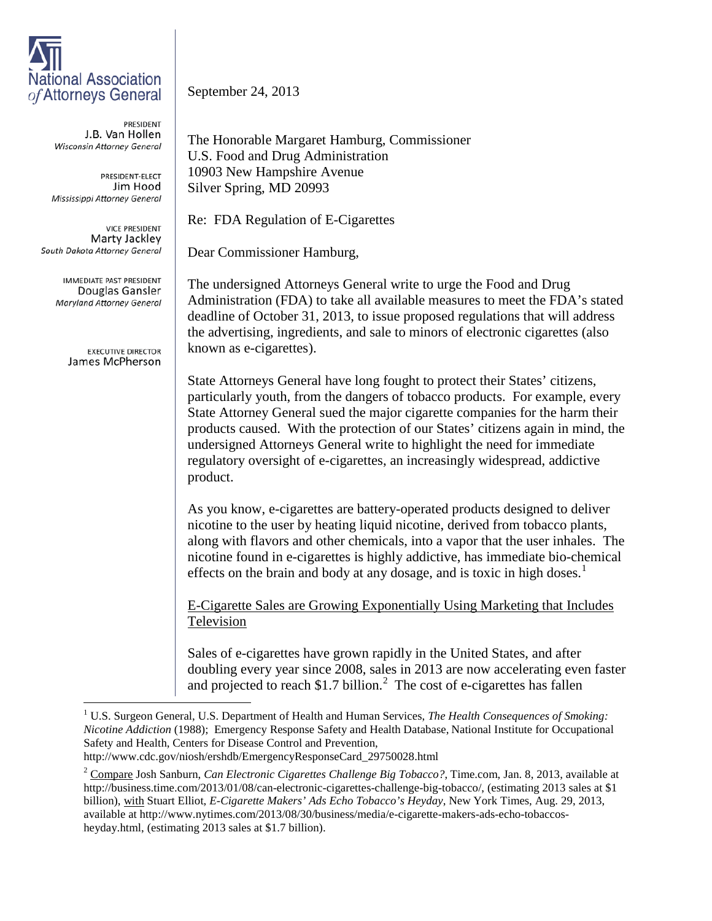National Association of Attorneys General

PRESIDENT
J.B. Van Hollen
*Wisconsin Attorney General*

PRESIDENT-ELECT
Jim Hood
*Mississippi Attorney General*

VICE PRESIDENT
Marty Jackley
*South Dakota Attorney General*

IMMEDIATE PAST PRESIDENT
Douglas Gansler
*Maryland Attorney General*

EXECUTIVE DIRECTOR
James McPherson

September 24, 2013

The Honorable Margaret Hamburg, Commissioner
U.S. Food and Drug Administration
10903 New Hampshire Avenue
Silver Spring, MD 20993

Re: FDA Regulation of E-Cigarettes

Dear Commissioner Hamburg,

The undersigned Attorneys General write to urge the Food and Drug Administration (FDA) to take all available measures to meet the FDA's stated deadline of October 31, 2013, to issue proposed regulations that will address the advertising, ingredients, and sale to minors of electronic cigarettes (also known as e-cigarettes).

State Attorneys General have long fought to protect their States' citizens, particularly youth, from the dangers of tobacco products. For example, every State Attorney General sued the major cigarette companies for the harm their products caused. With the protection of our States' citizens again in mind, the undersigned Attorneys General write to highlight the need for immediate regulatory oversight of e-cigarettes, an increasingly widespread, addictive product.

As you know, e-cigarettes are battery-operated products designed to deliver nicotine to the user by heating liquid nicotine, derived from tobacco plants, along with flavors and other chemicals, into a vapor that the user inhales. The nicotine found in e-cigarettes is highly addictive, has immediate bio-chemical effects on the brain and body at any dosage, and is toxic in high doses.[1]

<u>E-Cigarette Sales are Growing Exponentially Using Marketing that Includes Television</u>

Sales of e-cigarettes have grown rapidly in the United States, and after doubling every year since 2008, sales in 2013 are now accelerating even faster and projected to reach $1.7 billion.[2] The cost of e-cigarettes has fallen

---

[1] U.S. Surgeon General, U.S. Department of Health and Human Services, *The Health Consequences of Smoking: Nicotine Addiction* (1988); Emergency Response Safety and Health Database, National Institute for Occupational Safety and Health, Centers for Disease Control and Prevention, http://www.cdc.gov/niosh/ershdb/EmergencyResponseCard_29750028.html

[2] <u>Compare</u> Josh Sanburn, *Can Electronic Cigarettes Challenge Big Tobacco?*, Time.com, Jan. 8, 2013, available at http://business.time.com/2013/01/08/can-electronic-cigarettes-challenge-big-tobacco/, (estimating 2013 sales at $1 billion), <u>with</u> Stuart Elliot, *E-Cigarette Makers' Ads Echo Tobacco's Heyday*, New York Times, Aug. 29, 2013, available at http://www.nytimes.com/2013/08/30/business/media/e-cigarette-makers-ads-echo-tobaccos-heyday.html, (estimating 2013 sales at $1.7 billion).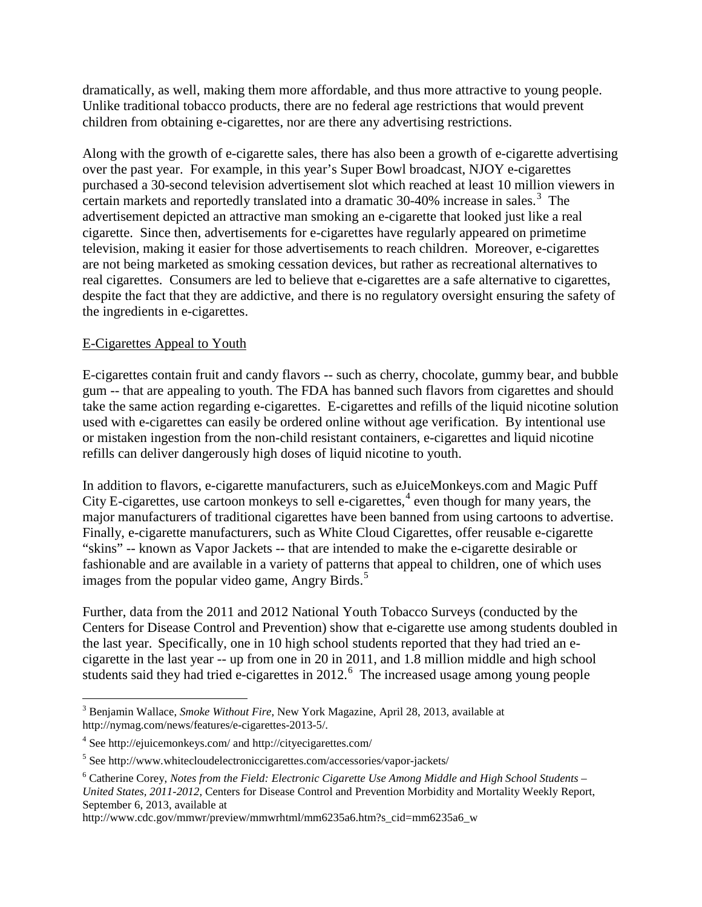dramatically, as well, making them more affordable, and thus more attractive to young people. Unlike traditional tobacco products, there are no federal age restrictions that would prevent children from obtaining e-cigarettes, nor are there any advertising restrictions.

Along with the growth of e-cigarette sales, there has also been a growth of e-cigarette advertising over the past year. For example, in this year's Super Bowl broadcast, NJOY e-cigarettes purchased a 30-second television advertisement slot which reached at least 10 million viewers in certain markets and reportedly translated into a dramatic 30-40% increase in sales.[3] The advertisement depicted an attractive man smoking an e-cigarette that looked just like a real cigarette. Since then, advertisements for e-cigarettes have regularly appeared on primetime television, making it easier for those advertisements to reach children. Moreover, e-cigarettes are not being marketed as smoking cessation devices, but rather as recreational alternatives to real cigarettes. Consumers are led to believe that e-cigarettes are a safe alternative to cigarettes, despite the fact that they are addictive, and there is no regulatory oversight ensuring the safety of the ingredients in e-cigarettes.

<u>E-Cigarettes Appeal to Youth</u>

E-cigarettes contain fruit and candy flavors -- such as cherry, chocolate, gummy bear, and bubble gum -- that are appealing to youth. The FDA has banned such flavors from cigarettes and should take the same action regarding e-cigarettes. E-cigarettes and refills of the liquid nicotine solution used with e-cigarettes can easily be ordered online without age verification. By intentional use or mistaken ingestion from the non-child resistant containers, e-cigarettes and liquid nicotine refills can deliver dangerously high doses of liquid nicotine to youth.

In addition to flavors, e-cigarette manufacturers, such as eJuiceMonkeys.com and Magic Puff City E-cigarettes, use cartoon monkeys to sell e-cigarettes,[4] even though for many years, the major manufacturers of traditional cigarettes have been banned from using cartoons to advertise. Finally, e-cigarette manufacturers, such as White Cloud Cigarettes, offer reusable e-cigarette "skins" -- known as Vapor Jackets -- that are intended to make the e-cigarette desirable or fashionable and are available in a variety of patterns that appeal to children, one of which uses images from the popular video game, Angry Birds.[5]

Further, data from the 2011 and 2012 National Youth Tobacco Surveys (conducted by the Centers for Disease Control and Prevention) show that e-cigarette use among students doubled in the last year. Specifically, one in 10 high school students reported that they had tried an e-cigarette in the last year -- up from one in 20 in 2011, and 1.8 million middle and high school students said they had tried e-cigarettes in 2012.[6] The increased usage among young people

---

[3] Benjamin Wallace, *Smoke Without Fire*, New York Magazine, April 28, 2013, available at http://nymag.com/news/features/e-cigarettes-2013-5/.

[4] See http://ejuicemonkeys.com/ and http://cityecigarettes.com/

[5] See http://www.whitecloudelectroniccigarettes.com/accessories/vapor-jackets/

[6] Catherine Corey, *Notes from the Field: Electronic Cigarette Use Among Middle and High School Students – United States, 2011-2012*, Centers for Disease Control and Prevention Morbidity and Mortality Weekly Report, September 6, 2013, available at http://www.cdc.gov/mmwr/preview/mmwrhtml/mm6235a6.htm?s_cid=mm6235a6_w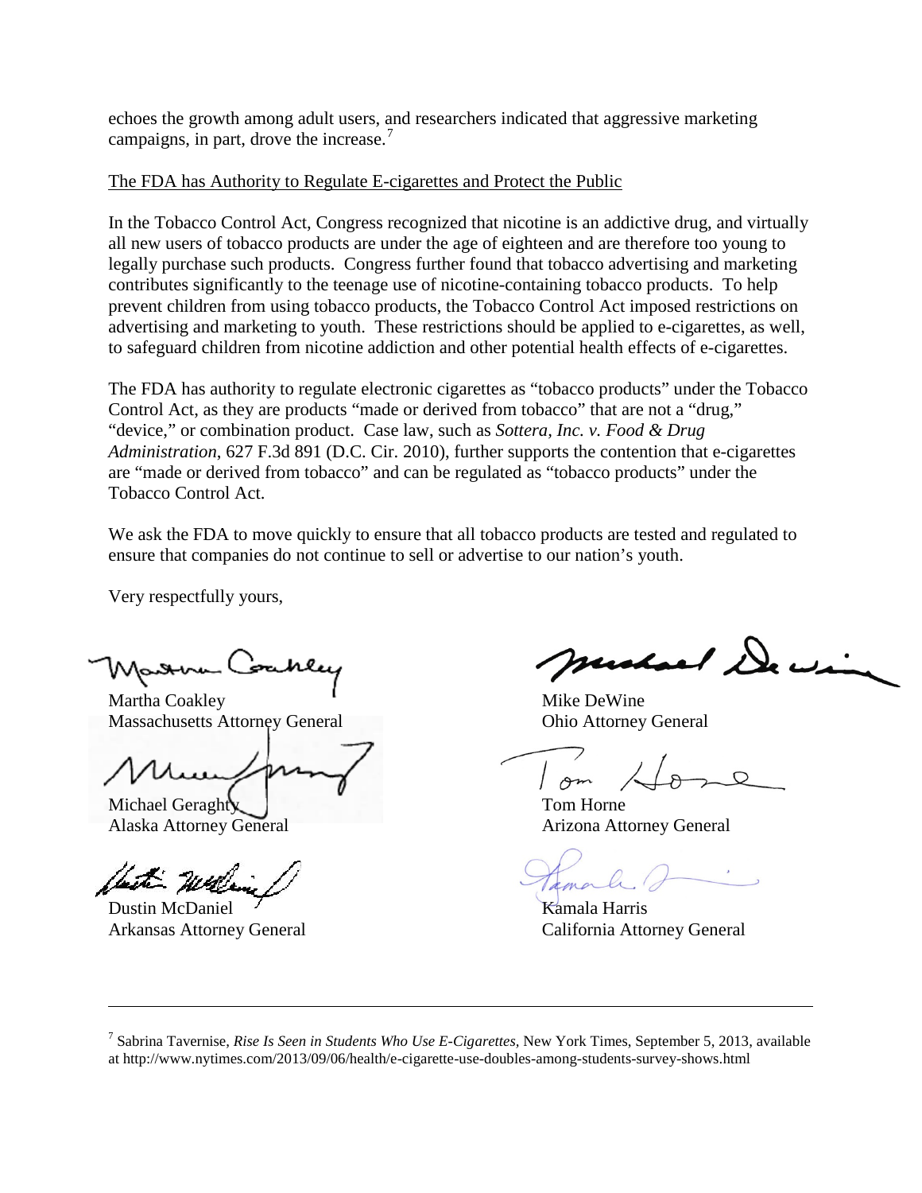echoes the growth among adult users, and researchers indicated that aggressive marketing campaigns, in part, drove the increase.[7]

The FDA has Authority to Regulate E-cigarettes and Protect the Public

In the Tobacco Control Act, Congress recognized that nicotine is an addictive drug, and virtually all new users of tobacco products are under the age of eighteen and are therefore too young to legally purchase such products. Congress further found that tobacco advertising and marketing contributes significantly to the teenage use of nicotine-containing tobacco products. To help prevent children from using tobacco products, the Tobacco Control Act imposed restrictions on advertising and marketing to youth. These restrictions should be applied to e-cigarettes, as well, to safeguard children from nicotine addiction and other potential health effects of e-cigarettes.

The FDA has authority to regulate electronic cigarettes as "tobacco products" under the Tobacco Control Act, as they are products "made or derived from tobacco" that are not a "drug," "device," or combination product. Case law, such as *Sottera, Inc. v. Food & Drug Administration*, 627 F.3d 891 (D.C. Cir. 2010), further supports the contention that e-cigarettes are "made or derived from tobacco" and can be regulated as "tobacco products" under the Tobacco Control Act.

We ask the FDA to move quickly to ensure that all tobacco products are tested and regulated to ensure that companies do not continue to sell or advertise to our nation's youth.

Very respectfully yours,

Martha Coakley
Massachusetts Attorney General

Mike DeWine
Ohio Attorney General

Michael Geraghty
Alaska Attorney General

Tom Horne
Arizona Attorney General

Dustin McDaniel
Arkansas Attorney General

Kamala Harris
California Attorney General

---

[7] Sabrina Tavernise, *Rise Is Seen in Students Who Use E-Cigarettes*, New York Times, September 5, 2013, available at http://www.nytimes.com/2013/09/06/health/e-cigarette-use-doubles-among-students-survey-shows.html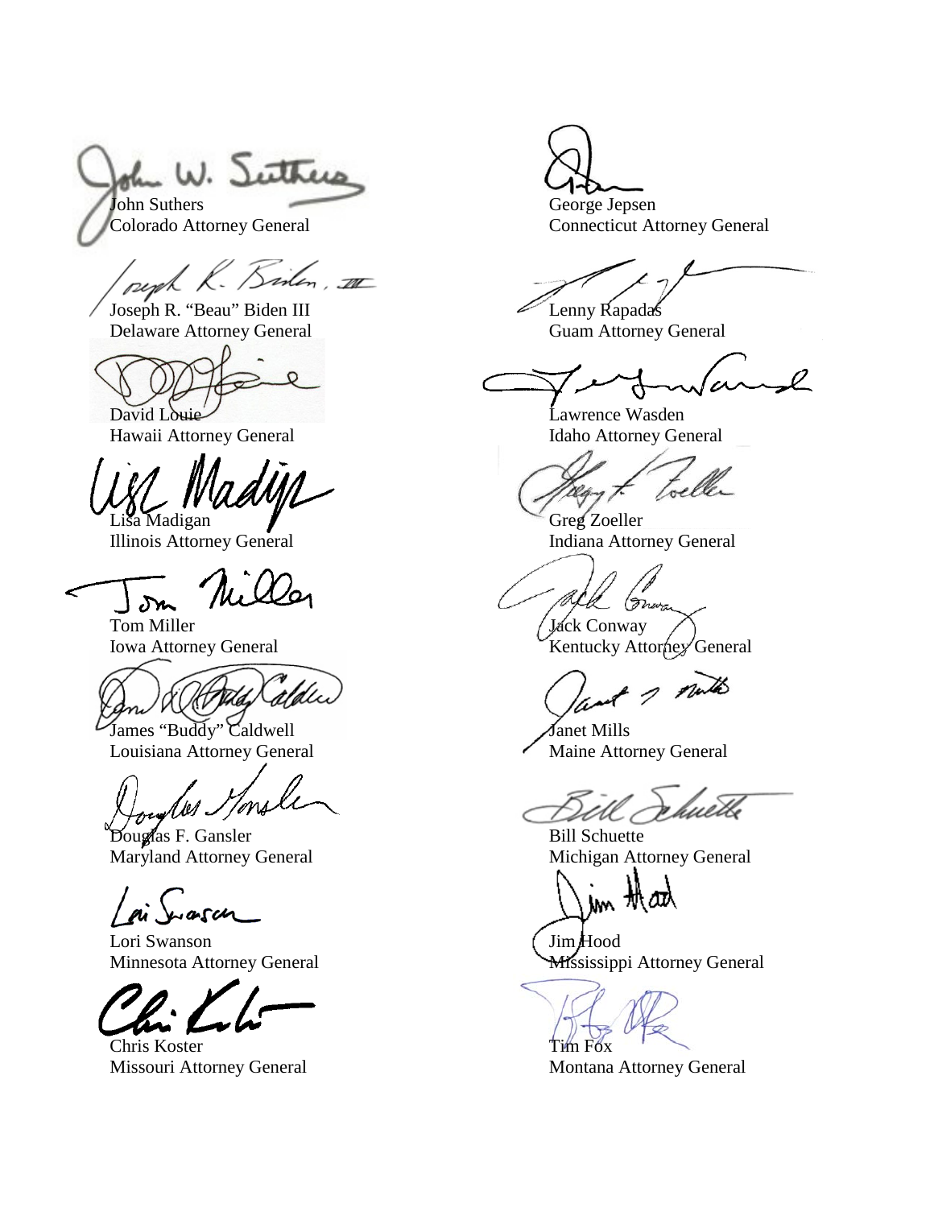John Suthers
Colorado Attorney General

George Jepsen
Connecticut Attorney General

Joseph R. "Beau" Biden III
Delaware Attorney General

Lenny Rapadas
Guam Attorney General

David Louie
Hawaii Attorney General

Lawrence Wasden
Idaho Attorney General

Lisa Madigan
Illinois Attorney General

Greg Zoeller
Indiana Attorney General

Tom Miller
Iowa Attorney General

Jack Conway
Kentucky Attorney General

James "Buddy" Caldwell
Louisiana Attorney General

Janet Mills
Maine Attorney General

Douglas F. Gansler
Maryland Attorney General

Bill Schuette
Michigan Attorney General

Lori Swanson
Minnesota Attorney General

Jim Hood
Mississippi Attorney General

Chris Koster
Missouri Attorney General

Tim Fox
Montana Attorney General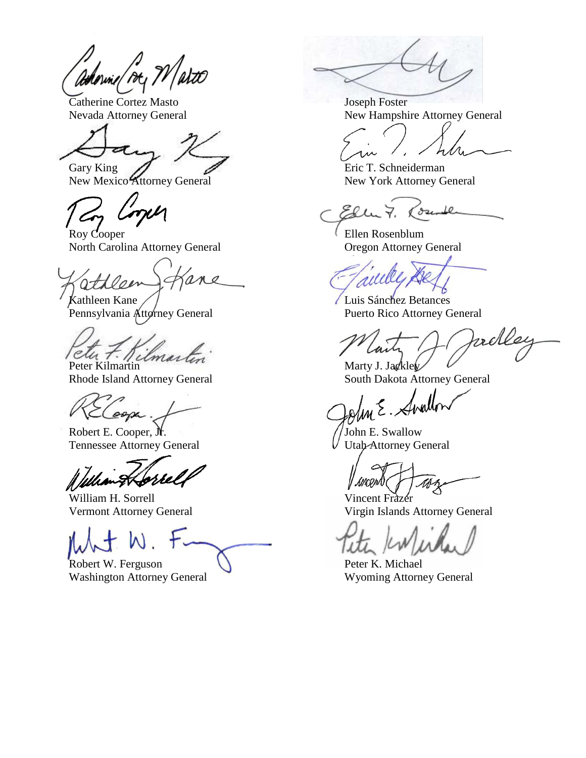Catherine Cortez Masto
Nevada Attorney General

Joseph Foster
New Hampshire Attorney General

Gary King
New Mexico Attorney General

Eric T. Schneiderman
New York Attorney General

Roy Cooper
North Carolina Attorney General

Ellen Rosenblum
Oregon Attorney General

Kathleen Kane
Pennsylvania Attorney General

Luis Sánchez Betances
Puerto Rico Attorney General

Peter Kilmartin
Rhode Island Attorney General

Marty J. Jackley
South Dakota Attorney General

Robert E. Cooper, Jr.
Tennessee Attorney General

John E. Swallow
Utah Attorney General

William H. Sorrell
Vermont Attorney General

Vincent Frazer
Virgin Islands Attorney General

Robert W. Ferguson
Washington Attorney General

Peter K. Michael
Wyoming Attorney General